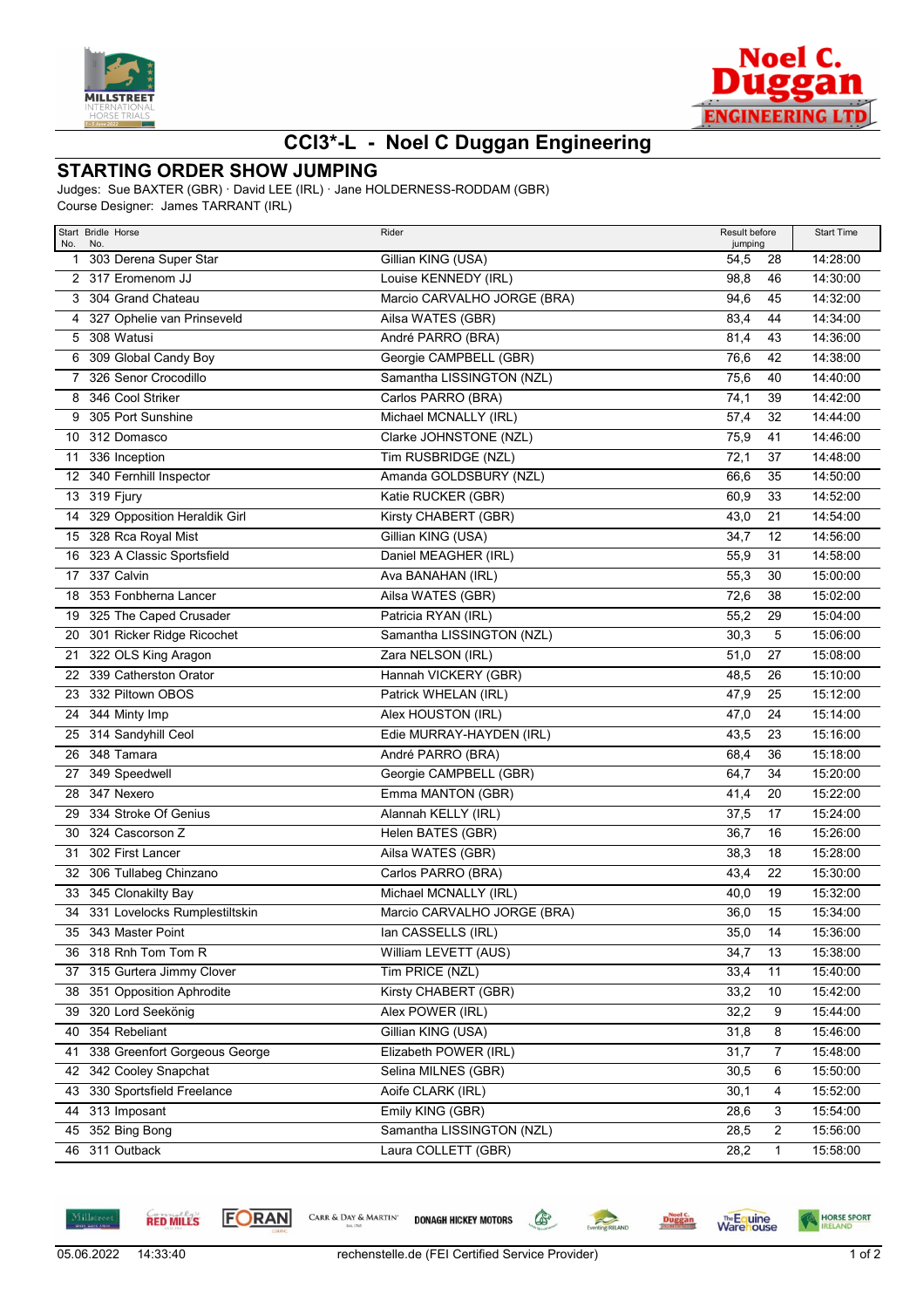# CCI3*-L - Noel C Duggan Engineering

## STARTING ORDER SHOW JUMPING

Judges: Sue BAXTER (GBR) · David LEE (IRL) · Jane HOLDERNESS-RODDAM (GBR)
Course Designer: James TARRANT (IRL)

| Start No. | Bridle No. | Horse | Rider | Result before jumping | | Start Time |
|---|---|---|---|---|---|---|
| 1 | 303 | Derena Super Star | Gillian KING (USA) | 54,5 | 28 | 14:28:00 |
| 2 | 317 | Eromenom JJ | Louise KENNEDY (IRL) | 98,8 | 46 | 14:30:00 |
| 3 | 304 | Grand Chateau | Marcio CARVALHO JORGE (BRA) | 94,6 | 45 | 14:32:00 |
| 4 | 327 | Ophelie van Prinseveld | Ailsa WATES (GBR) | 83,4 | 44 | 14:34:00 |
| 5 | 308 | Watusi | André PARRO (BRA) | 81,4 | 43 | 14:36:00 |
| 6 | 309 | Global Candy Boy | Georgie CAMPBELL (GBR) | 76,6 | 42 | 14:38:00 |
| 7 | 326 | Senor Crocodillo | Samantha LISSINGTON (NZL) | 75,6 | 40 | 14:40:00 |
| 8 | 346 | Cool Striker | Carlos PARRO (BRA) | 74,1 | 39 | 14:42:00 |
| 9 | 305 | Port Sunshine | Michael MCNALLY (IRL) | 57,4 | 32 | 14:44:00 |
| 10 | 312 | Domasco | Clarke JOHNSTONE (NZL) | 75,9 | 41 | 14:46:00 |
| 11 | 336 | Inception | Tim RUSBRIDGE (NZL) | 72,1 | 37 | 14:48:00 |
| 12 | 340 | Fernhill Inspector | Amanda GOLDSBURY (NZL) | 66,6 | 35 | 14:50:00 |
| 13 | 319 | Fjury | Katie RUCKER (GBR) | 60,9 | 33 | 14:52:00 |
| 14 | 329 | Opposition Heraldik Girl | Kirsty CHABERT (GBR) | 43,0 | 21 | 14:54:00 |
| 15 | 328 | Rca Royal Mist | Gillian KING (USA) | 34,7 | 12 | 14:56:00 |
| 16 | 323 | A Classic Sportsfield | Daniel MEAGHER (IRL) | 55,9 | 31 | 14:58:00 |
| 17 | 337 | Calvin | Ava BANAHAN (IRL) | 55,3 | 30 | 15:00:00 |
| 18 | 353 | Fonbherna Lancer | Ailsa WATES (GBR) | 72,6 | 38 | 15:02:00 |
| 19 | 325 | The Caped Crusader | Patricia RYAN (IRL) | 55,2 | 29 | 15:04:00 |
| 20 | 301 | Ricker Ridge Ricochet | Samantha LISSINGTON (NZL) | 30,3 | 5 | 15:06:00 |
| 21 | 322 | OLS King Aragon | Zara NELSON (IRL) | 51,0 | 27 | 15:08:00 |
| 22 | 339 | Catherston Orator | Hannah VICKERY (GBR) | 48,5 | 26 | 15:10:00 |
| 23 | 332 | Piltown OBOS | Patrick WHELAN (IRL) | 47,9 | 25 | 15:12:00 |
| 24 | 344 | Minty Imp | Alex HOUSTON (IRL) | 47,0 | 24 | 15:14:00 |
| 25 | 314 | Sandyhill Ceol | Edie MURRAY-HAYDEN (IRL) | 43,5 | 23 | 15:16:00 |
| 26 | 348 | Tamara | André PARRO (BRA) | 68,4 | 36 | 15:18:00 |
| 27 | 349 | Speedwell | Georgie CAMPBELL (GBR) | 64,7 | 34 | 15:20:00 |
| 28 | 347 | Nexero | Emma MANTON (GBR) | 41,4 | 20 | 15:22:00 |
| 29 | 334 | Stroke Of Genius | Alannah KELLY (IRL) | 37,5 | 17 | 15:24:00 |
| 30 | 324 | Cascorson Z | Helen BATES (GBR) | 36,7 | 16 | 15:26:00 |
| 31 | 302 | First Lancer | Ailsa WATES (GBR) | 38,3 | 18 | 15:28:00 |
| 32 | 306 | Tullabeg Chinzano | Carlos PARRO (BRA) | 43,4 | 22 | 15:30:00 |
| 33 | 345 | Clonakilty Bay | Michael MCNALLY (IRL) | 40,0 | 19 | 15:32:00 |
| 34 | 331 | Lovelocks Rumplestiltskin | Marcio CARVALHO JORGE (BRA) | 36,0 | 15 | 15:34:00 |
| 35 | 343 | Master Point | Ian CASSELLS (IRL) | 35,0 | 14 | 15:36:00 |
| 36 | 318 | Rnh Tom Tom R | William LEVETT (AUS) | 34,7 | 13 | 15:38:00 |
| 37 | 315 | Gurtera Jimmy Clover | Tim PRICE (NZL) | 33,4 | 11 | 15:40:00 |
| 38 | 351 | Opposition Aphrodite | Kirsty CHABERT (GBR) | 33,2 | 10 | 15:42:00 |
| 39 | 320 | Lord Seekönig | Alex POWER (IRL) | 32,2 | 9 | 15:44:00 |
| 40 | 354 | Rebeliant | Gillian KING (USA) | 31,8 | 8 | 15:46:00 |
| 41 | 338 | Greenfort Gorgeous George | Elizabeth POWER (IRL) | 31,7 | 7 | 15:48:00 |
| 42 | 342 | Cooley Snapchat | Selina MILNES (GBR) | 30,5 | 6 | 15:50:00 |
| 43 | 330 | Sportsfield Freelance | Aoife CLARK (IRL) | 30,1 | 4 | 15:52:00 |
| 44 | 313 | Imposant | Emily KING (GBR) | 28,6 | 3 | 15:54:00 |
| 45 | 352 | Bing Bong | Samantha LISSINGTON (NZL) | 28,5 | 2 | 15:56:00 |
| 46 | 311 | Outback | Laura COLLETT (GBR) | 28,2 | 1 | 15:58:00 |

05.06.2022 14:33:40 rechenstelle.de (FEI Certified Service Provider)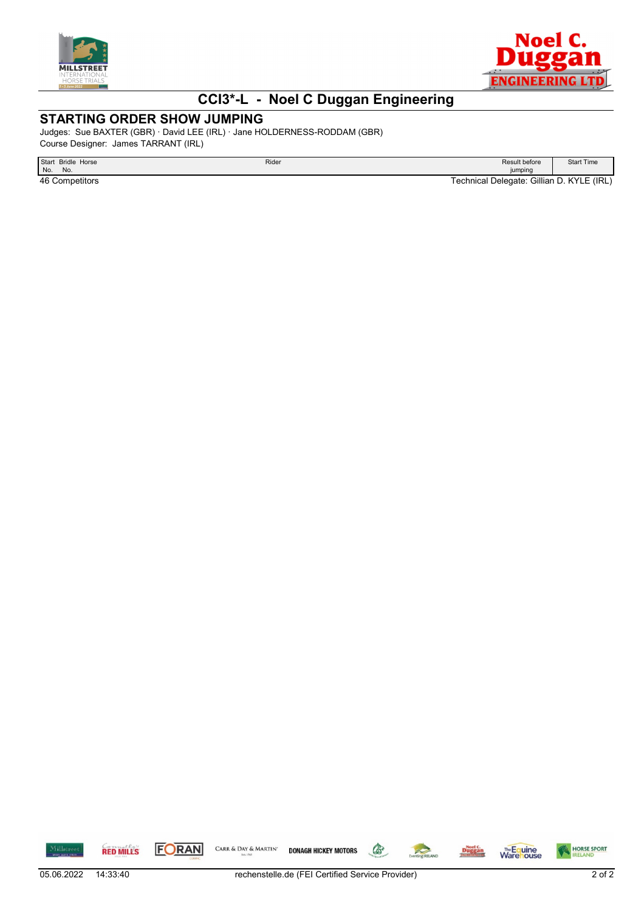## CCI3*-L - Noel C Duggan Engineering

### STARTING ORDER SHOW JUMPING

Judges: Sue BAXTER (GBR) · David LEE (IRL) · Jane HOLDERNESS-RODDAM (GBR)

Course Designer: James TARRANT (IRL)

| Start No. | Bridle No. | Horse | Rider | Result before jumping | Start Time |
|---|---|---|---|---|---|

46 Competitors

Technical Delegate: Gillian D. KYLE (IRL)